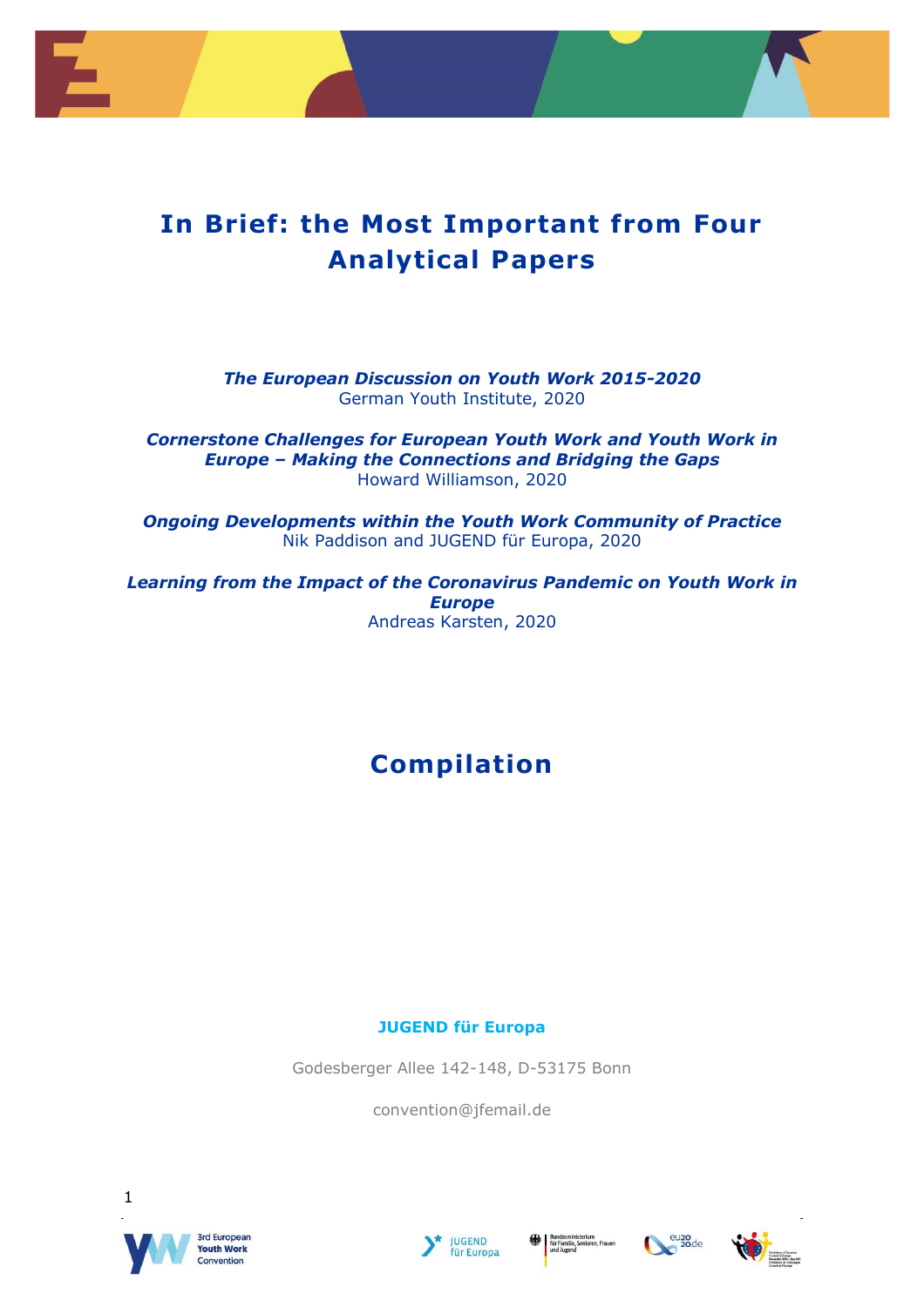# In Brief: the Most Important from Four Analytical Papers

***The European Discussion on Youth Work 2015-2020***
German Youth Institute, 2020

***Cornerstone Challenges for European Youth Work and Youth Work in Europe – Making the Connections and Bridging the Gaps***
Howard Williamson, 2020

***Ongoing Developments within the Youth Work Community of Practice***
Nik Paddison and JUGEND für Europa, 2020

***Learning from the Impact of the Coronavirus Pandemic on Youth Work in Europe***
Andreas Karsten, 2020

## Compilation

**JUGEND für Europa**

Godesberger Allee 142-148, D-53175 Bonn

convention@jfemail.de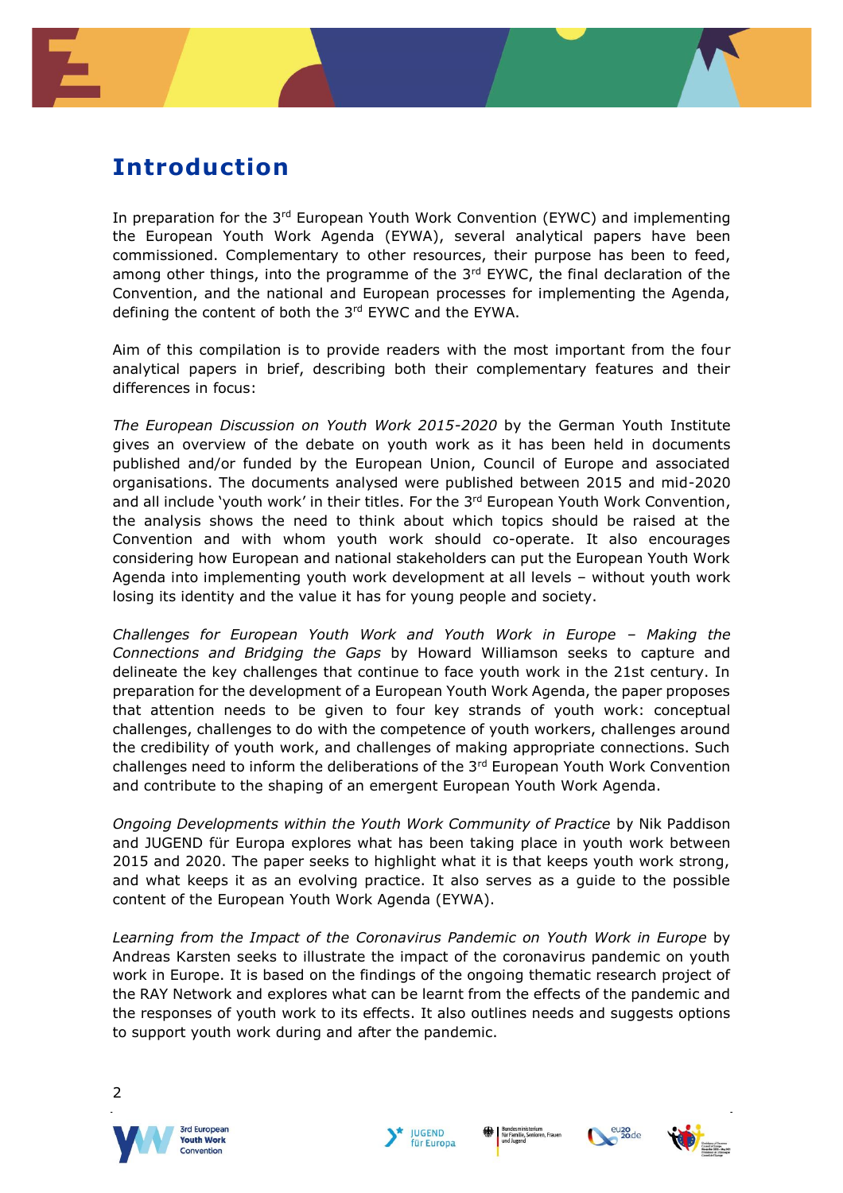# Introduction

In preparation for the 3rd European Youth Work Convention (EYWC) and implementing the European Youth Work Agenda (EYWA), several analytical papers have been commissioned. Complementary to other resources, their purpose has been to feed, among other things, into the programme of the 3rd EYWC, the final declaration of the Convention, and the national and European processes for implementing the Agenda, defining the content of both the 3rd EYWC and the EYWA.

Aim of this compilation is to provide readers with the most important from the four analytical papers in brief, describing both their complementary features and their differences in focus:

*The European Discussion on Youth Work 2015-2020* by the German Youth Institute gives an overview of the debate on youth work as it has been held in documents published and/or funded by the European Union, Council of Europe and associated organisations. The documents analysed were published between 2015 and mid-2020 and all include 'youth work' in their titles. For the 3rd European Youth Work Convention, the analysis shows the need to think about which topics should be raised at the Convention and with whom youth work should co-operate. It also encourages considering how European and national stakeholders can put the European Youth Work Agenda into implementing youth work development at all levels – without youth work losing its identity and the value it has for young people and society.

*Challenges for European Youth Work and Youth Work in Europe – Making the Connections and Bridging the Gaps* by Howard Williamson seeks to capture and delineate the key challenges that continue to face youth work in the 21st century. In preparation for the development of a European Youth Work Agenda, the paper proposes that attention needs to be given to four key strands of youth work: conceptual challenges, challenges to do with the competence of youth workers, challenges around the credibility of youth work, and challenges of making appropriate connections. Such challenges need to inform the deliberations of the 3rd European Youth Work Convention and contribute to the shaping of an emergent European Youth Work Agenda.

*Ongoing Developments within the Youth Work Community of Practice* by Nik Paddison and JUGEND für Europa explores what has been taking place in youth work between 2015 and 2020. The paper seeks to highlight what it is that keeps youth work strong, and what keeps it as an evolving practice. It also serves as a guide to the possible content of the European Youth Work Agenda (EYWA).

*Learning from the Impact of the Coronavirus Pandemic on Youth Work in Europe* by Andreas Karsten seeks to illustrate the impact of the coronavirus pandemic on youth work in Europe. It is based on the findings of the ongoing thematic research project of the RAY Network and explores what can be learnt from the effects of the pandemic and the responses of youth work to its effects. It also outlines needs and suggests options to support youth work during and after the pandemic.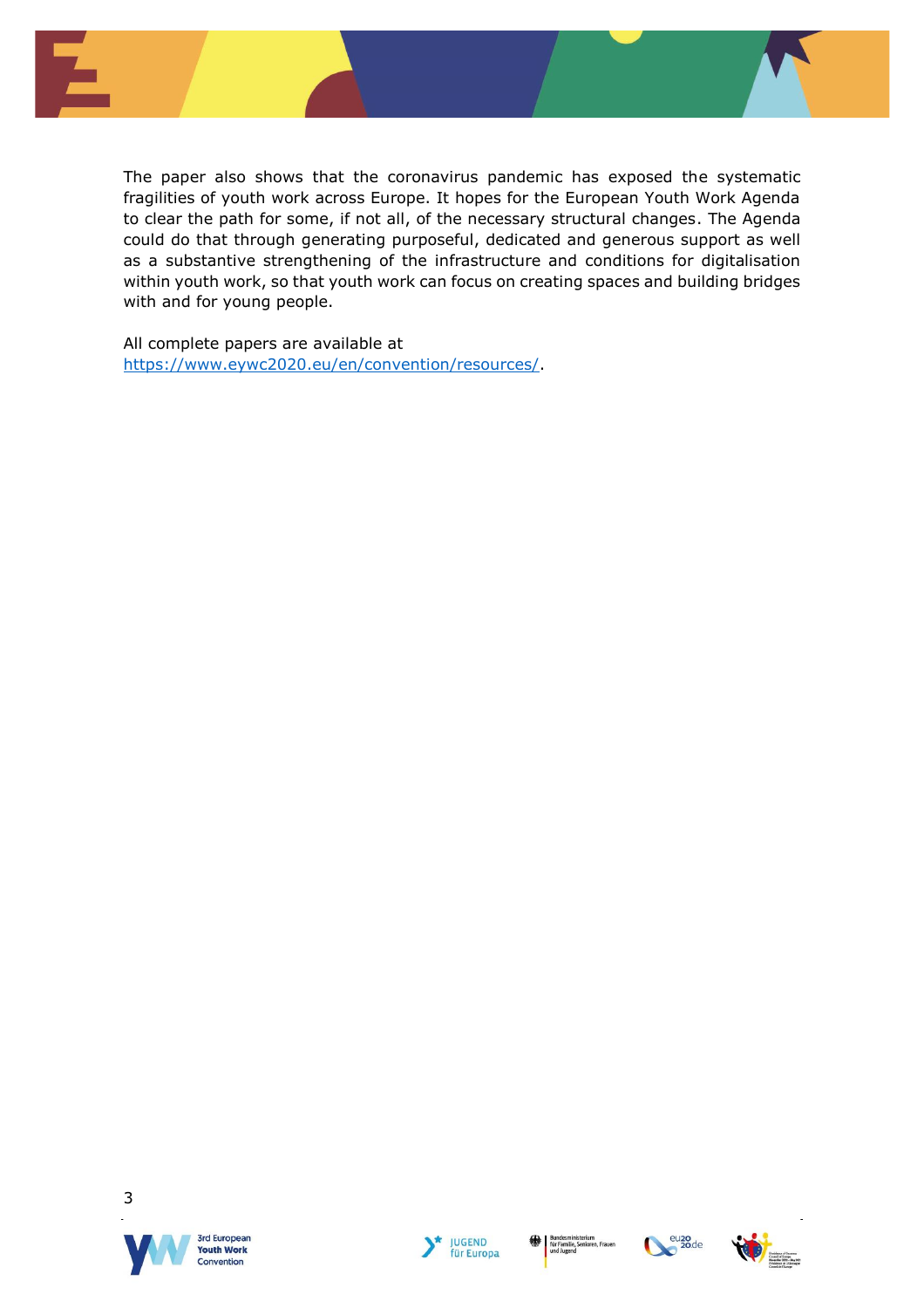The paper also shows that the coronavirus pandemic has exposed the systematic fragilities of youth work across Europe. It hopes for the European Youth Work Agenda to clear the path for some, if not all, of the necessary structural changes. The Agenda could do that through generating purposeful, dedicated and generous support as well as a substantive strengthening of the infrastructure and conditions for digitalisation within youth work, so that youth work can focus on creating spaces and building bridges with and for young people.

All complete papers are available at https://www.eywc2020.eu/en/convention/resources/.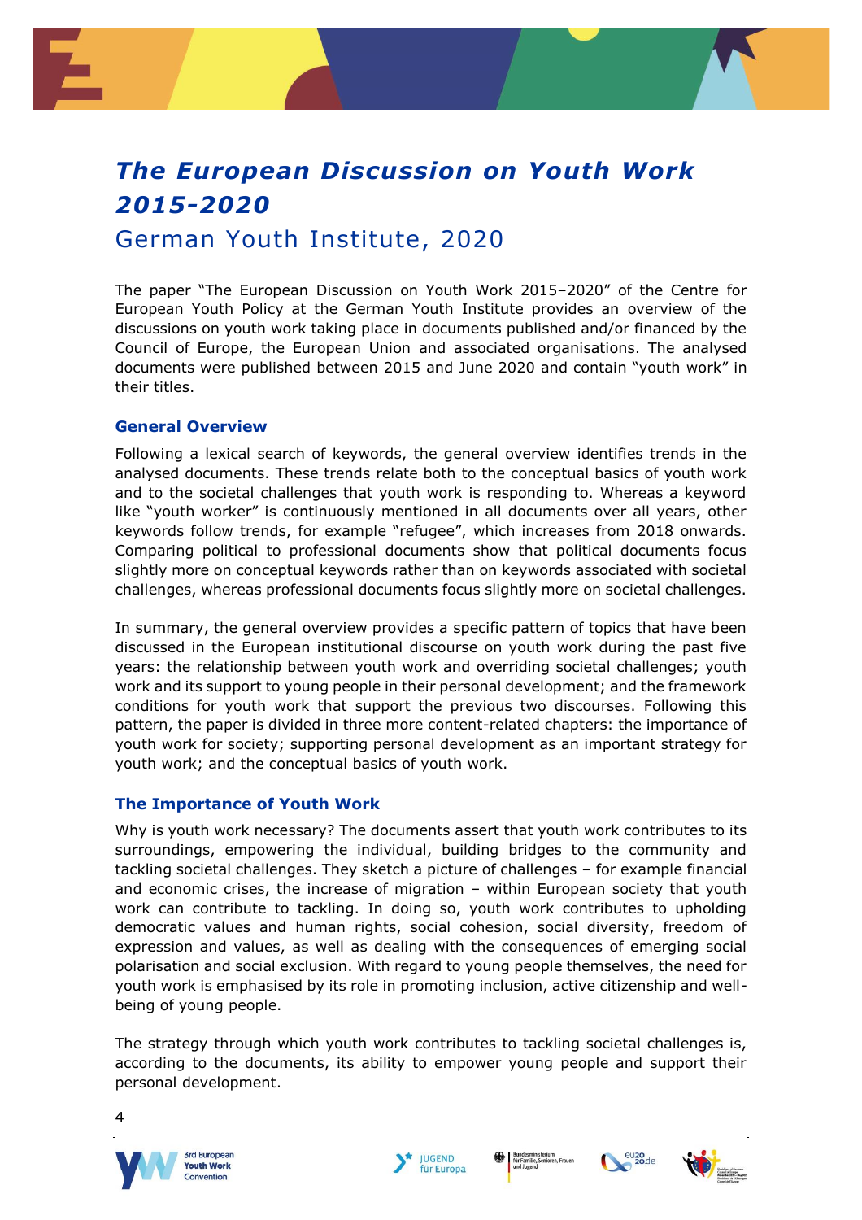# *The European Discussion on Youth Work 2015-2020*

## German Youth Institute, 2020

The paper "The European Discussion on Youth Work 2015–2020" of the Centre for European Youth Policy at the German Youth Institute provides an overview of the discussions on youth work taking place in documents published and/or financed by the Council of Europe, the European Union and associated organisations. The analysed documents were published between 2015 and June 2020 and contain "youth work" in their titles.

### General Overview

Following a lexical search of keywords, the general overview identifies trends in the analysed documents. These trends relate both to the conceptual basics of youth work and to the societal challenges that youth work is responding to. Whereas a keyword like "youth worker" is continuously mentioned in all documents over all years, other keywords follow trends, for example "refugee", which increases from 2018 onwards. Comparing political to professional documents show that political documents focus slightly more on conceptual keywords rather than on keywords associated with societal challenges, whereas professional documents focus slightly more on societal challenges.

In summary, the general overview provides a specific pattern of topics that have been discussed in the European institutional discourse on youth work during the past five years: the relationship between youth work and overriding societal challenges; youth work and its support to young people in their personal development; and the framework conditions for youth work that support the previous two discourses. Following this pattern, the paper is divided in three more content-related chapters: the importance of youth work for society; supporting personal development as an important strategy for youth work; and the conceptual basics of youth work.

### The Importance of Youth Work

Why is youth work necessary? The documents assert that youth work contributes to its surroundings, empowering the individual, building bridges to the community and tackling societal challenges. They sketch a picture of challenges – for example financial and economic crises, the increase of migration – within European society that youth work can contribute to tackling. In doing so, youth work contributes to upholding democratic values and human rights, social cohesion, social diversity, freedom of expression and values, as well as dealing with the consequences of emerging social polarisation and social exclusion. With regard to young people themselves, the need for youth work is emphasised by its role in promoting inclusion, active citizenship and well-being of young people.

The strategy through which youth work contributes to tackling societal challenges is, according to the documents, its ability to empower young people and support their personal development.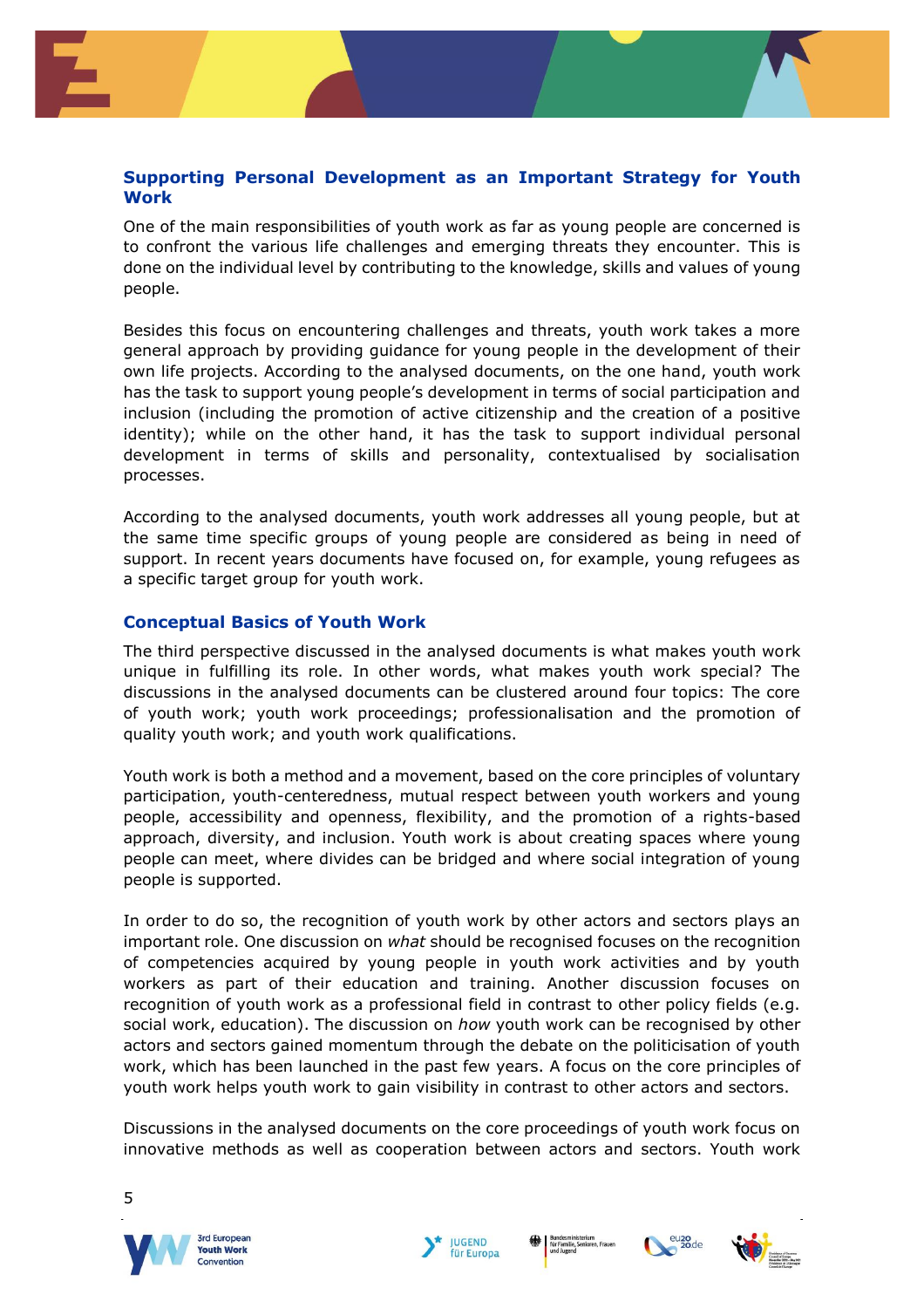## Supporting Personal Development as an Important Strategy for Youth Work

One of the main responsibilities of youth work as far as young people are concerned is to confront the various life challenges and emerging threats they encounter. This is done on the individual level by contributing to the knowledge, skills and values of young people.

Besides this focus on encountering challenges and threats, youth work takes a more general approach by providing guidance for young people in the development of their own life projects. According to the analysed documents, on the one hand, youth work has the task to support young people's development in terms of social participation and inclusion (including the promotion of active citizenship and the creation of a positive identity); while on the other hand, it has the task to support individual personal development in terms of skills and personality, contextualised by socialisation processes.

According to the analysed documents, youth work addresses all young people, but at the same time specific groups of young people are considered as being in need of support. In recent years documents have focused on, for example, young refugees as a specific target group for youth work.

## Conceptual Basics of Youth Work

The third perspective discussed in the analysed documents is what makes youth work unique in fulfilling its role. In other words, what makes youth work special? The discussions in the analysed documents can be clustered around four topics: The core of youth work; youth work proceedings; professionalisation and the promotion of quality youth work; and youth work qualifications.

Youth work is both a method and a movement, based on the core principles of voluntary participation, youth-centeredness, mutual respect between youth workers and young people, accessibility and openness, flexibility, and the promotion of a rights-based approach, diversity, and inclusion. Youth work is about creating spaces where young people can meet, where divides can be bridged and where social integration of young people is supported.

In order to do so, the recognition of youth work by other actors and sectors plays an important role. One discussion on *what* should be recognised focuses on the recognition of competencies acquired by young people in youth work activities and by youth workers as part of their education and training. Another discussion focuses on recognition of youth work as a professional field in contrast to other policy fields (e.g. social work, education). The discussion on *how* youth work can be recognised by other actors and sectors gained momentum through the debate on the politicisation of youth work, which has been launched in the past few years. A focus on the core principles of youth work helps youth work to gain visibility in contrast to other actors and sectors.

Discussions in the analysed documents on the core proceedings of youth work focus on innovative methods as well as cooperation between actors and sectors. Youth work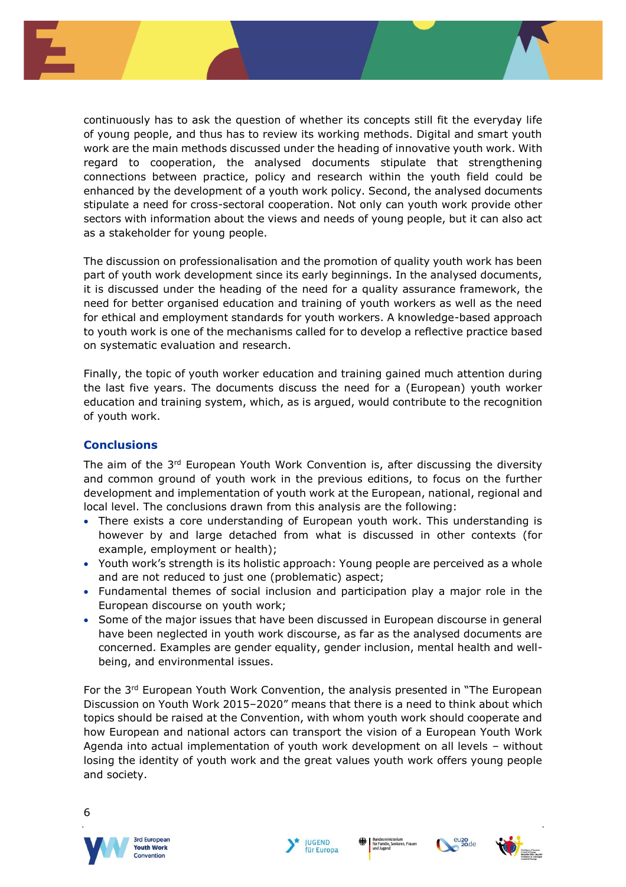continuously has to ask the question of whether its concepts still fit the everyday life of young people, and thus has to review its working methods. Digital and smart youth work are the main methods discussed under the heading of innovative youth work. With regard to cooperation, the analysed documents stipulate that strengthening connections between practice, policy and research within the youth field could be enhanced by the development of a youth work policy. Second, the analysed documents stipulate a need for cross-sectoral cooperation. Not only can youth work provide other sectors with information about the views and needs of young people, but it can also act as a stakeholder for young people.

The discussion on professionalisation and the promotion of quality youth work has been part of youth work development since its early beginnings. In the analysed documents, it is discussed under the heading of the need for a quality assurance framework, the need for better organised education and training of youth workers as well as the need for ethical and employment standards for youth workers. A knowledge-based approach to youth work is one of the mechanisms called for to develop a reflective practice based on systematic evaluation and research.

Finally, the topic of youth worker education and training gained much attention during the last five years. The documents discuss the need for a (European) youth worker education and training system, which, as is argued, would contribute to the recognition of youth work.

## Conclusions

The aim of the 3rd European Youth Work Convention is, after discussing the diversity and common ground of youth work in the previous editions, to focus on the further development and implementation of youth work at the European, national, regional and local level. The conclusions drawn from this analysis are the following:

- There exists a core understanding of European youth work. This understanding is however by and large detached from what is discussed in other contexts (for example, employment or health);
- Youth work's strength is its holistic approach: Young people are perceived as a whole and are not reduced to just one (problematic) aspect;
- Fundamental themes of social inclusion and participation play a major role in the European discourse on youth work;
- Some of the major issues that have been discussed in European discourse in general have been neglected in youth work discourse, as far as the analysed documents are concerned. Examples are gender equality, gender inclusion, mental health and well-being, and environmental issues.

For the 3rd European Youth Work Convention, the analysis presented in "The European Discussion on Youth Work 2015–2020" means that there is a need to think about which topics should be raised at the Convention, with whom youth work should cooperate and how European and national actors can transport the vision of a European Youth Work Agenda into actual implementation of youth work development on all levels – without losing the identity of youth work and the great values youth work offers young people and society.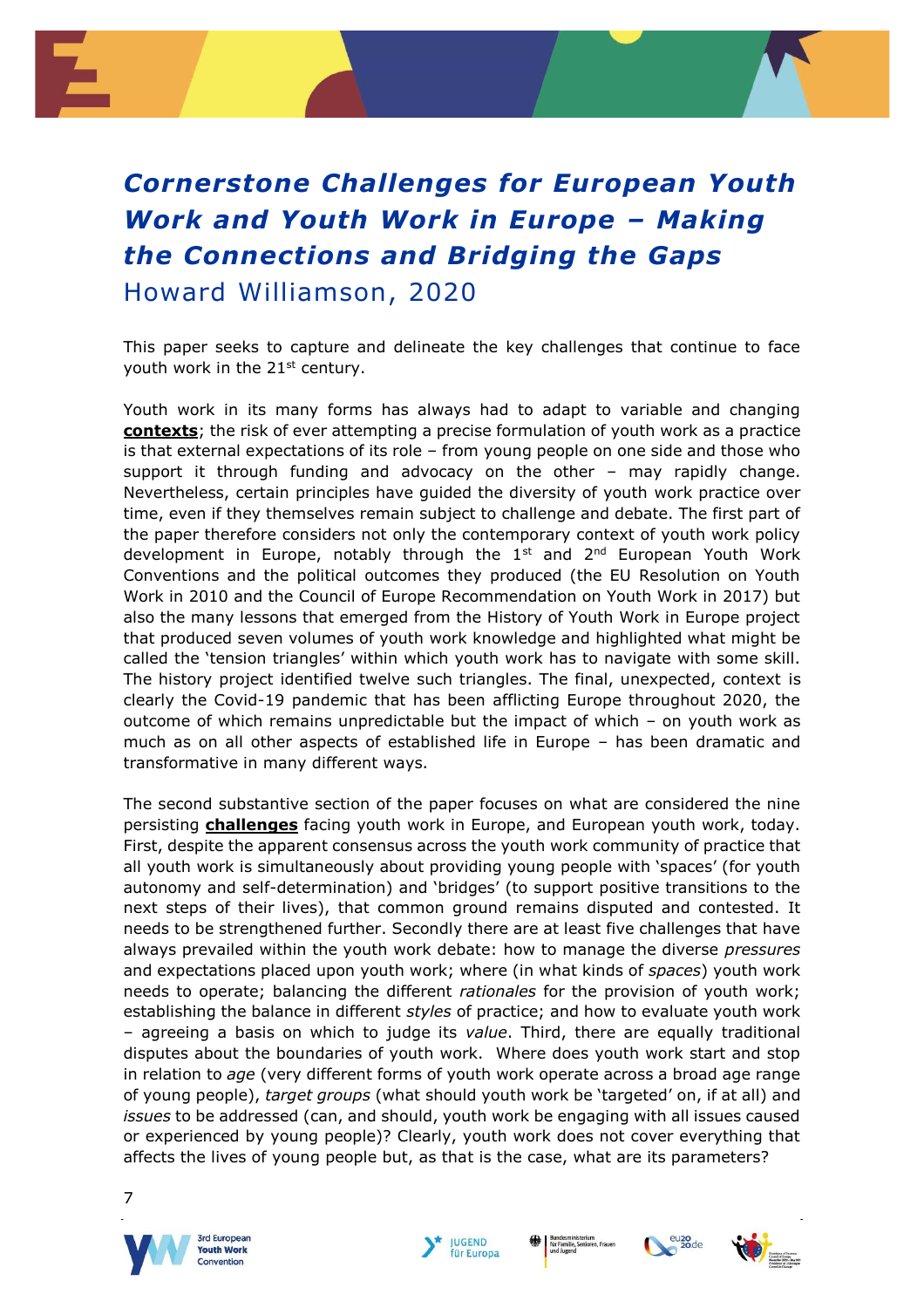# *Cornerstone Challenges for European Youth Work and Youth Work in Europe – Making the Connections and Bridging the Gaps*

Howard Williamson, 2020

This paper seeks to capture and delineate the key challenges that continue to face youth work in the 21st century.

Youth work in its many forms has always had to adapt to variable and changing **contexts**; the risk of ever attempting a precise formulation of youth work as a practice is that external expectations of its role – from young people on one side and those who support it through funding and advocacy on the other – may rapidly change. Nevertheless, certain principles have guided the diversity of youth work practice over time, even if they themselves remain subject to challenge and debate. The first part of the paper therefore considers not only the contemporary context of youth work policy development in Europe, notably through the 1st and 2nd European Youth Work Conventions and the political outcomes they produced (the EU Resolution on Youth Work in 2010 and the Council of Europe Recommendation on Youth Work in 2017) but also the many lessons that emerged from the History of Youth Work in Europe project that produced seven volumes of youth work knowledge and highlighted what might be called the 'tension triangles' within which youth work has to navigate with some skill. The history project identified twelve such triangles. The final, unexpected, context is clearly the Covid-19 pandemic that has been afflicting Europe throughout 2020, the outcome of which remains unpredictable but the impact of which – on youth work as much as on all other aspects of established life in Europe – has been dramatic and transformative in many different ways.

The second substantive section of the paper focuses on what are considered the nine persisting **challenges** facing youth work in Europe, and European youth work, today. First, despite the apparent consensus across the youth work community of practice that all youth work is simultaneously about providing young people with 'spaces' (for youth autonomy and self-determination) and 'bridges' (to support positive transitions to the next steps of their lives), that common ground remains disputed and contested. It needs to be strengthened further. Secondly there are at least five challenges that have always prevailed within the youth work debate: how to manage the diverse *pressures* and expectations placed upon youth work; where (in what kinds of *spaces*) youth work needs to operate; balancing the different *rationales* for the provision of youth work; establishing the balance in different *styles* of practice; and how to evaluate youth work – agreeing a basis on which to judge its *value*. Third, there are equally traditional disputes about the boundaries of youth work. Where does youth work start and stop in relation to *age* (very different forms of youth work operate across a broad age range of young people), *target groups* (what should youth work be 'targeted' on, if at all) and *issues* to be addressed (can, and should, youth work be engaging with all issues caused or experienced by young people)? Clearly, youth work does not cover everything that affects the lives of young people but, as that is the case, what are its parameters?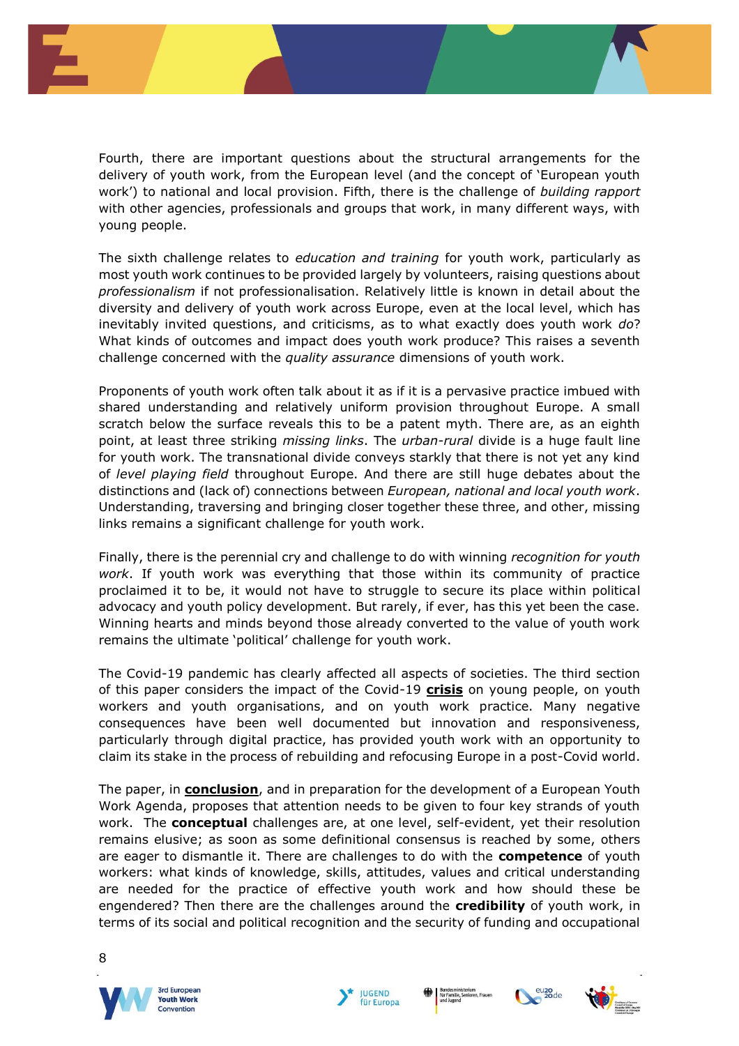Fourth, there are important questions about the structural arrangements for the delivery of youth work, from the European level (and the concept of 'European youth work') to national and local provision. Fifth, there is the challenge of *building rapport* with other agencies, professionals and groups that work, in many different ways, with young people.

The sixth challenge relates to *education and training* for youth work, particularly as most youth work continues to be provided largely by volunteers, raising questions about *professionalism* if not professionalisation. Relatively little is known in detail about the diversity and delivery of youth work across Europe, even at the local level, which has inevitably invited questions, and criticisms, as to what exactly does youth work *do*? What kinds of outcomes and impact does youth work produce? This raises a seventh challenge concerned with the *quality assurance* dimensions of youth work.

Proponents of youth work often talk about it as if it is a pervasive practice imbued with shared understanding and relatively uniform provision throughout Europe. A small scratch below the surface reveals this to be a patent myth. There are, as an eighth point, at least three striking *missing links*. The *urban-rural* divide is a huge fault line for youth work. The transnational divide conveys starkly that there is not yet any kind of *level playing field* throughout Europe. And there are still huge debates about the distinctions and (lack of) connections between *European, national and local youth work*. Understanding, traversing and bringing closer together these three, and other, missing links remains a significant challenge for youth work.

Finally, there is the perennial cry and challenge to do with winning *recognition for youth work*. If youth work was everything that those within its community of practice proclaimed it to be, it would not have to struggle to secure its place within political advocacy and youth policy development. But rarely, if ever, has this yet been the case. Winning hearts and minds beyond those already converted to the value of youth work remains the ultimate 'political' challenge for youth work.

The Covid-19 pandemic has clearly affected all aspects of societies. The third section of this paper considers the impact of the Covid-19 **crisis** on young people, on youth workers and youth organisations, and on youth work practice. Many negative consequences have been well documented but innovation and responsiveness, particularly through digital practice, has provided youth work with an opportunity to claim its stake in the process of rebuilding and refocusing Europe in a post-Covid world.

The paper, in **conclusion**, and in preparation for the development of a European Youth Work Agenda, proposes that attention needs to be given to four key strands of youth work. The **conceptual** challenges are, at one level, self-evident, yet their resolution remains elusive; as soon as some definitional consensus is reached by some, others are eager to dismantle it. There are challenges to do with the **competence** of youth workers: what kinds of knowledge, skills, attitudes, values and critical understanding are needed for the practice of effective youth work and how should these be engendered? Then there are the challenges around the **credibility** of youth work, in terms of its social and political recognition and the security of funding and occupational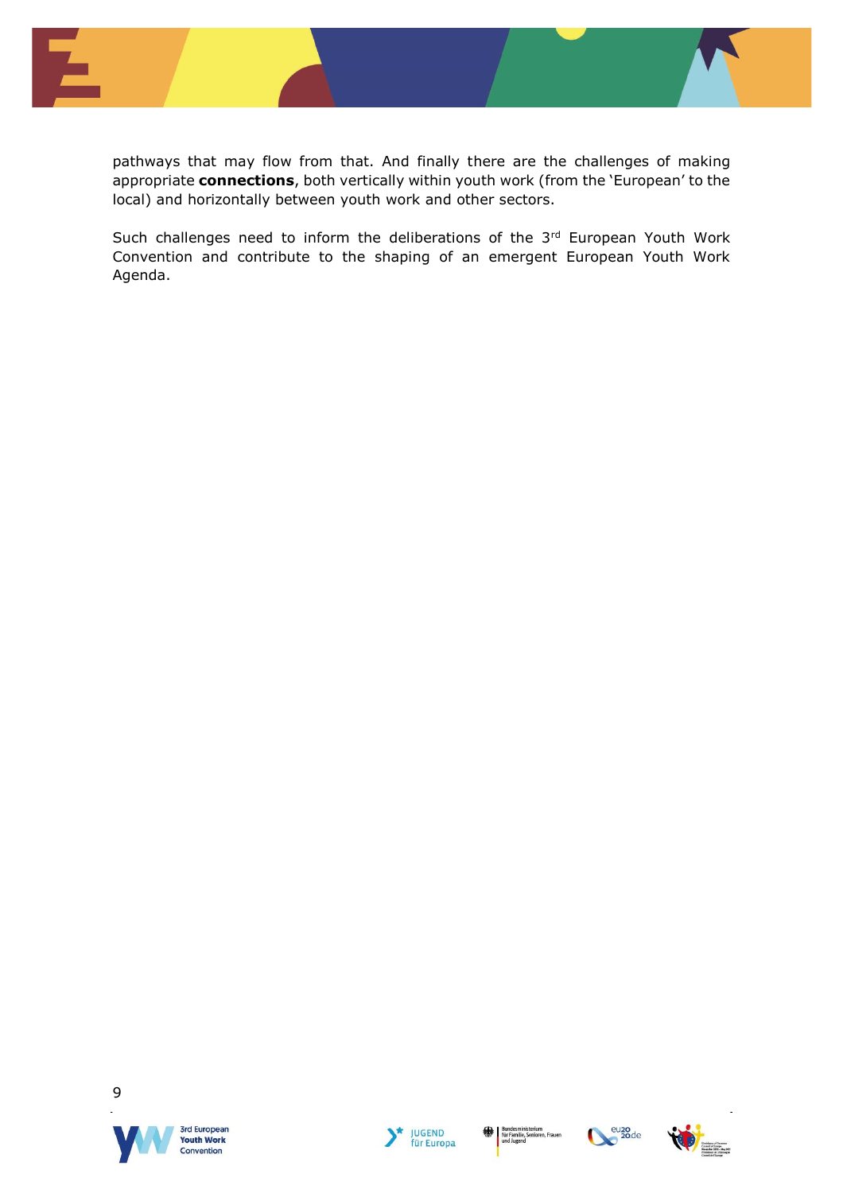pathways that may flow from that. And finally there are the challenges of making appropriate **connections**, both vertically within youth work (from the 'European' to the local) and horizontally between youth work and other sectors.

Such challenges need to inform the deliberations of the 3rd European Youth Work Convention and contribute to the shaping of an emergent European Youth Work Agenda.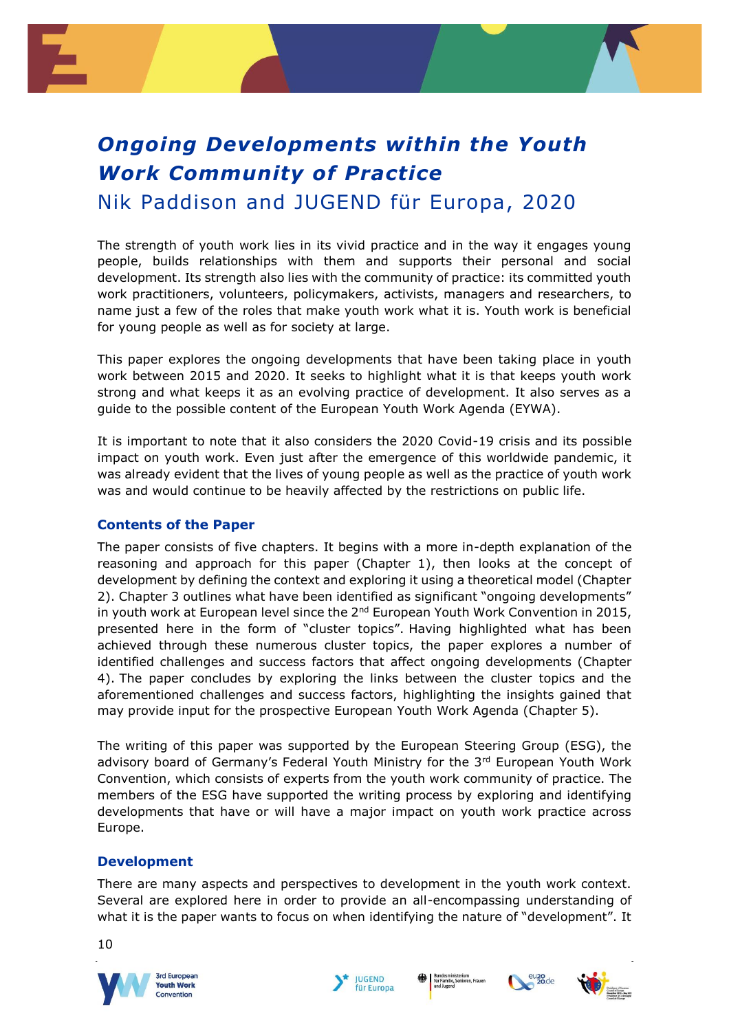# *Ongoing Developments within the Youth Work Community of Practice*

## Nik Paddison and JUGEND für Europa, 2020

The strength of youth work lies in its vivid practice and in the way it engages young people, builds relationships with them and supports their personal and social development. Its strength also lies with the community of practice: its committed youth work practitioners, volunteers, policymakers, activists, managers and researchers, to name just a few of the roles that make youth work what it is. Youth work is beneficial for young people as well as for society at large.

This paper explores the ongoing developments that have been taking place in youth work between 2015 and 2020. It seeks to highlight what it is that keeps youth work strong and what keeps it as an evolving practice of development. It also serves as a guide to the possible content of the European Youth Work Agenda (EYWA).

It is important to note that it also considers the 2020 Covid-19 crisis and its possible impact on youth work. Even just after the emergence of this worldwide pandemic, it was already evident that the lives of young people as well as the practice of youth work was and would continue to be heavily affected by the restrictions on public life.

### Contents of the Paper

The paper consists of five chapters. It begins with a more in-depth explanation of the reasoning and approach for this paper (Chapter 1), then looks at the concept of development by defining the context and exploring it using a theoretical model (Chapter 2). Chapter 3 outlines what have been identified as significant "ongoing developments" in youth work at European level since the 2nd European Youth Work Convention in 2015, presented here in the form of "cluster topics". Having highlighted what has been achieved through these numerous cluster topics, the paper explores a number of identified challenges and success factors that affect ongoing developments (Chapter 4). The paper concludes by exploring the links between the cluster topics and the aforementioned challenges and success factors, highlighting the insights gained that may provide input for the prospective European Youth Work Agenda (Chapter 5).

The writing of this paper was supported by the European Steering Group (ESG), the advisory board of Germany's Federal Youth Ministry for the 3rd European Youth Work Convention, which consists of experts from the youth work community of practice. The members of the ESG have supported the writing process by exploring and identifying developments that have or will have a major impact on youth work practice across Europe.

### Development

There are many aspects and perspectives to development in the youth work context. Several are explored here in order to provide an all-encompassing understanding of what it is the paper wants to focus on when identifying the nature of "development". It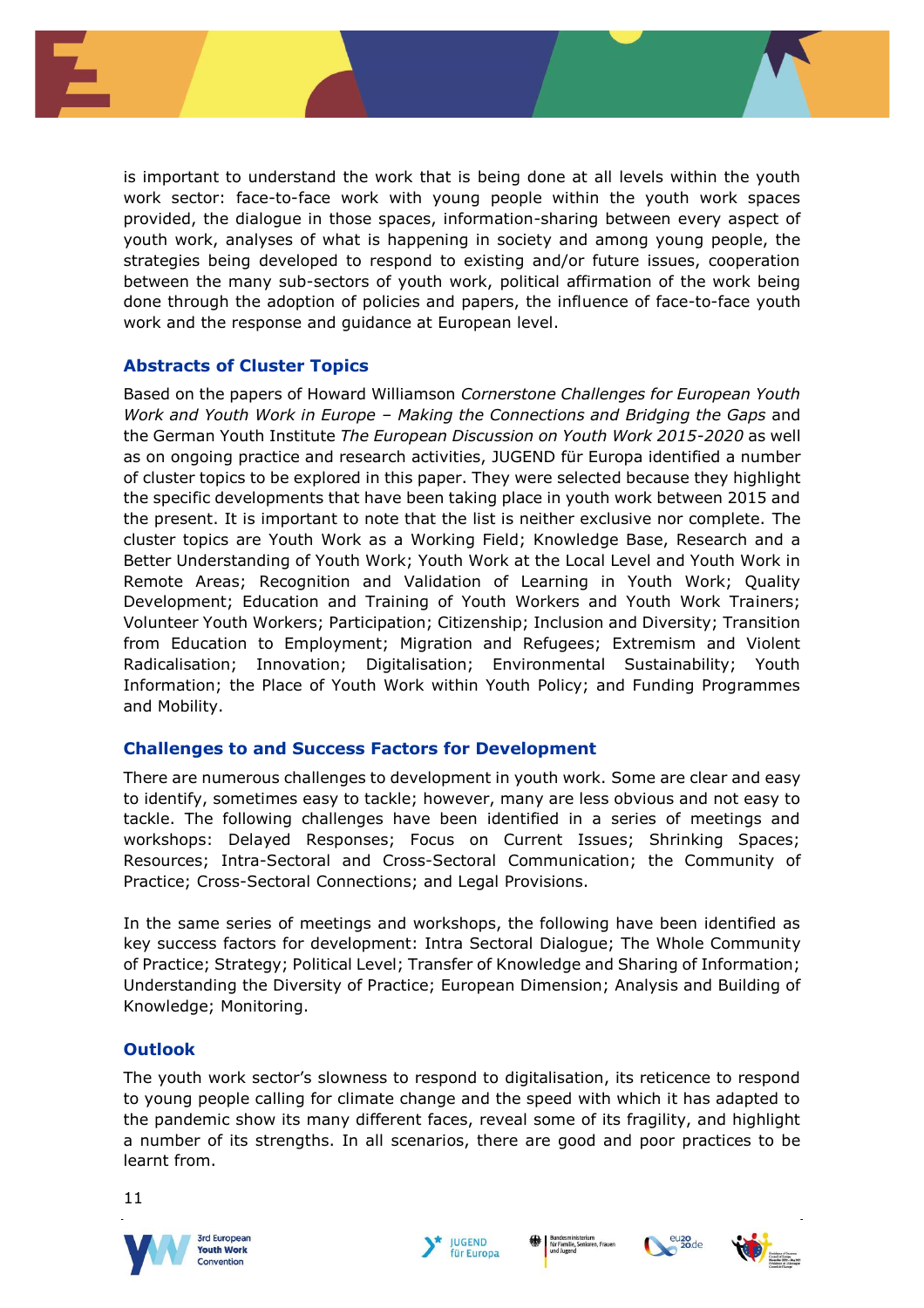is important to understand the work that is being done at all levels within the youth work sector: face-to-face work with young people within the youth work spaces provided, the dialogue in those spaces, information-sharing between every aspect of youth work, analyses of what is happening in society and among young people, the strategies being developed to respond to existing and/or future issues, cooperation between the many sub-sectors of youth work, political affirmation of the work being done through the adoption of policies and papers, the influence of face-to-face youth work and the response and guidance at European level.

### Abstracts of Cluster Topics

Based on the papers of Howard Williamson *Cornerstone Challenges for European Youth Work and Youth Work in Europe – Making the Connections and Bridging the Gaps* and the German Youth Institute *The European Discussion on Youth Work 2015-2020* as well as on ongoing practice and research activities, JUGEND für Europa identified a number of cluster topics to be explored in this paper. They were selected because they highlight the specific developments that have been taking place in youth work between 2015 and the present. It is important to note that the list is neither exclusive nor complete. The cluster topics are Youth Work as a Working Field; Knowledge Base, Research and a Better Understanding of Youth Work; Youth Work at the Local Level and Youth Work in Remote Areas; Recognition and Validation of Learning in Youth Work; Quality Development; Education and Training of Youth Workers and Youth Work Trainers; Volunteer Youth Workers; Participation; Citizenship; Inclusion and Diversity; Transition from Education to Employment; Migration and Refugees; Extremism and Violent Radicalisation; Innovation; Digitalisation; Environmental Sustainability; Youth Information; the Place of Youth Work within Youth Policy; and Funding Programmes and Mobility.

### Challenges to and Success Factors for Development

There are numerous challenges to development in youth work. Some are clear and easy to identify, sometimes easy to tackle; however, many are less obvious and not easy to tackle. The following challenges have been identified in a series of meetings and workshops: Delayed Responses; Focus on Current Issues; Shrinking Spaces; Resources; Intra-Sectoral and Cross-Sectoral Communication; the Community of Practice; Cross-Sectoral Connections; and Legal Provisions.

In the same series of meetings and workshops, the following have been identified as key success factors for development: Intra Sectoral Dialogue; The Whole Community of Practice; Strategy; Political Level; Transfer of Knowledge and Sharing of Information; Understanding the Diversity of Practice; European Dimension; Analysis and Building of Knowledge; Monitoring.

### Outlook

The youth work sector's slowness to respond to digitalisation, its reticence to respond to young people calling for climate change and the speed with which it has adapted to the pandemic show its many different faces, reveal some of its fragility, and highlight a number of its strengths. In all scenarios, there are good and poor practices to be learnt from.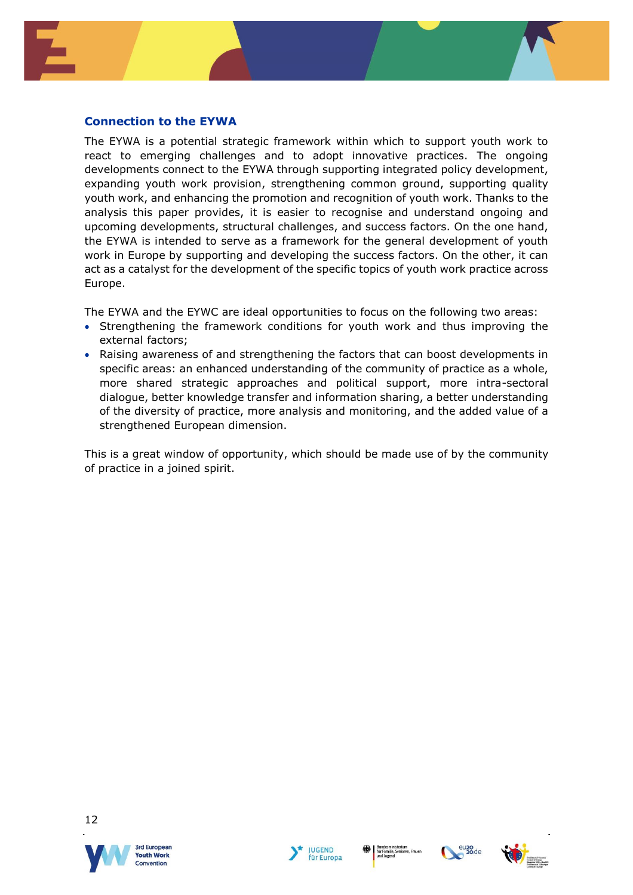### Connection to the EYWA

The EYWA is a potential strategic framework within which to support youth work to react to emerging challenges and to adopt innovative practices. The ongoing developments connect to the EYWA through supporting integrated policy development, expanding youth work provision, strengthening common ground, supporting quality youth work, and enhancing the promotion and recognition of youth work. Thanks to the analysis this paper provides, it is easier to recognise and understand ongoing and upcoming developments, structural challenges, and success factors. On the one hand, the EYWA is intended to serve as a framework for the general development of youth work in Europe by supporting and developing the success factors. On the other, it can act as a catalyst for the development of the specific topics of youth work practice across Europe.

The EYWA and the EYWC are ideal opportunities to focus on the following two areas:

- Strengthening the framework conditions for youth work and thus improving the external factors;
- Raising awareness of and strengthening the factors that can boost developments in specific areas: an enhanced understanding of the community of practice as a whole, more shared strategic approaches and political support, more intra-sectoral dialogue, better knowledge transfer and information sharing, a better understanding of the diversity of practice, more analysis and monitoring, and the added value of a strengthened European dimension.

This is a great window of opportunity, which should be made use of by the community of practice in a joined spirit.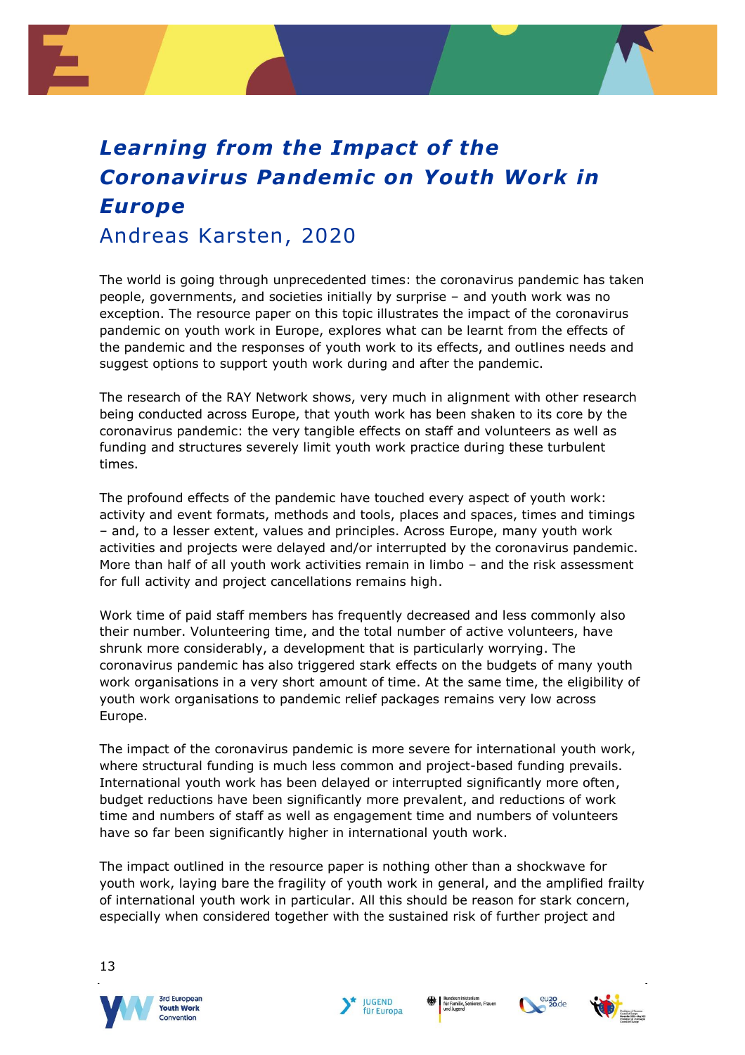# *Learning from the Impact of the Coronavirus Pandemic on Youth Work in Europe*

## Andreas Karsten, 2020

The world is going through unprecedented times: the coronavirus pandemic has taken people, governments, and societies initially by surprise – and youth work was no exception. The resource paper on this topic illustrates the impact of the coronavirus pandemic on youth work in Europe, explores what can be learnt from the effects of the pandemic and the responses of youth work to its effects, and outlines needs and suggest options to support youth work during and after the pandemic.

The research of the RAY Network shows, very much in alignment with other research being conducted across Europe, that youth work has been shaken to its core by the coronavirus pandemic: the very tangible effects on staff and volunteers as well as funding and structures severely limit youth work practice during these turbulent times.

The profound effects of the pandemic have touched every aspect of youth work: activity and event formats, methods and tools, places and spaces, times and timings – and, to a lesser extent, values and principles. Across Europe, many youth work activities and projects were delayed and/or interrupted by the coronavirus pandemic. More than half of all youth work activities remain in limbo – and the risk assessment for full activity and project cancellations remains high.

Work time of paid staff members has frequently decreased and less commonly also their number. Volunteering time, and the total number of active volunteers, have shrunk more considerably, a development that is particularly worrying. The coronavirus pandemic has also triggered stark effects on the budgets of many youth work organisations in a very short amount of time. At the same time, the eligibility of youth work organisations to pandemic relief packages remains very low across Europe.

The impact of the coronavirus pandemic is more severe for international youth work, where structural funding is much less common and project-based funding prevails. International youth work has been delayed or interrupted significantly more often, budget reductions have been significantly more prevalent, and reductions of work time and numbers of staff as well as engagement time and numbers of volunteers have so far been significantly higher in international youth work.

The impact outlined in the resource paper is nothing other than a shockwave for youth work, laying bare the fragility of youth work in general, and the amplified frailty of international youth work in particular. All this should be reason for stark concern, especially when considered together with the sustained risk of further project and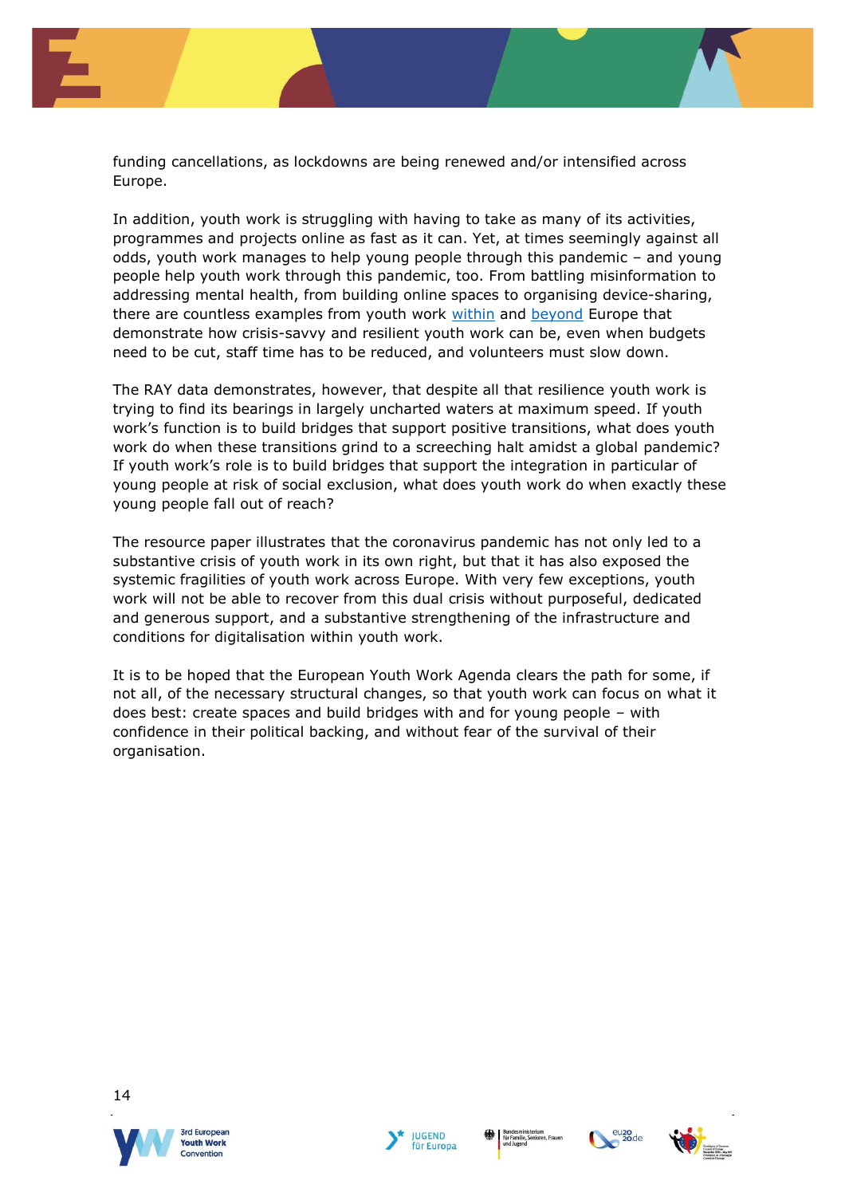funding cancellations, as lockdowns are being renewed and/or intensified across Europe.

In addition, youth work is struggling with having to take as many of its activities, programmes and projects online as fast as it can. Yet, at times seemingly against all odds, youth work manages to help young people through this pandemic – and young people help youth work through this pandemic, too. From battling misinformation to addressing mental health, from building online spaces to organising device-sharing, there are countless examples from youth work within and beyond Europe that demonstrate how crisis-savvy and resilient youth work can be, even when budgets need to be cut, staff time has to be reduced, and volunteers must slow down.

The RAY data demonstrates, however, that despite all that resilience youth work is trying to find its bearings in largely uncharted waters at maximum speed. If youth work's function is to build bridges that support positive transitions, what does youth work do when these transitions grind to a screeching halt amidst a global pandemic? If youth work's role is to build bridges that support the integration in particular of young people at risk of social exclusion, what does youth work do when exactly these young people fall out of reach?

The resource paper illustrates that the coronavirus pandemic has not only led to a substantive crisis of youth work in its own right, but that it has also exposed the systemic fragilities of youth work across Europe. With very few exceptions, youth work will not be able to recover from this dual crisis without purposeful, dedicated and generous support, and a substantive strengthening of the infrastructure and conditions for digitalisation within youth work.

It is to be hoped that the European Youth Work Agenda clears the path for some, if not all, of the necessary structural changes, so that youth work can focus on what it does best: create spaces and build bridges with and for young people – with confidence in their political backing, and without fear of the survival of their organisation.